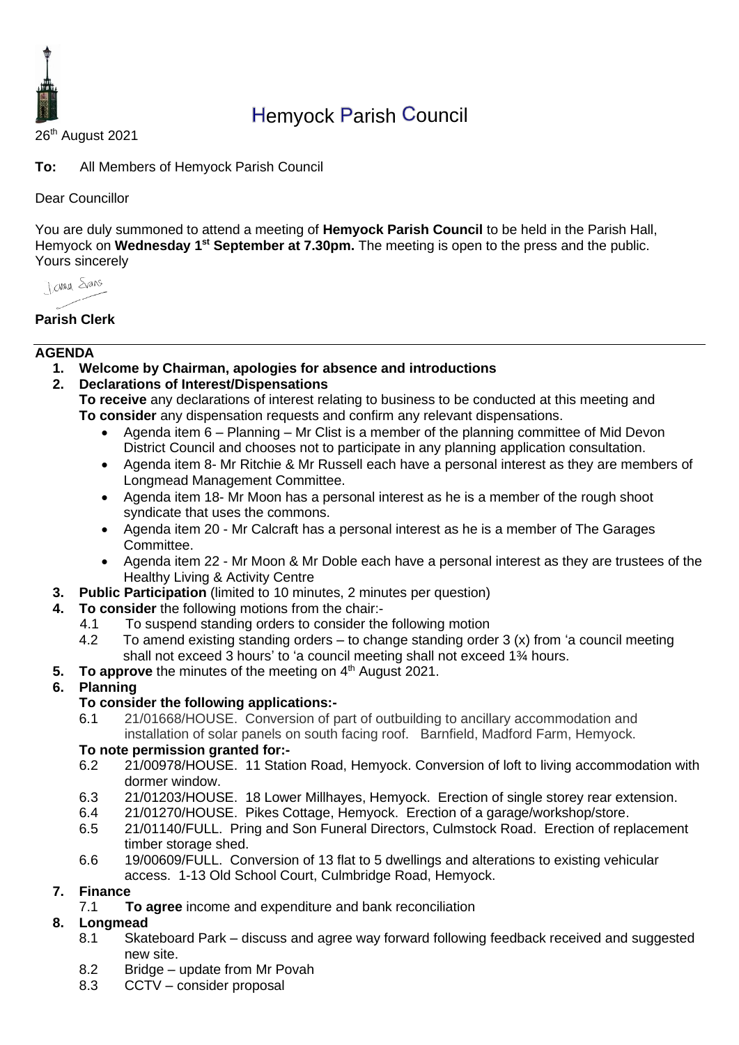# Hemyock Parish Council

26th August 2021

**To:** All Members of Hemyock Parish Council

Dear Councillor

You are duly summoned to attend a meeting of **Hemyock Parish Council** to be held in the Parish Hall, Hemyock on **Wednesday 1st September at 7.30pm.** The meeting is open to the press and the public.
Yours sincerely

Jenna Evans

**Parish Clerk**

---

**AGENDA**

1. **Welcome by Chairman, apologies for absence and introductions**
2. **Declarations of Interest/Dispensations**
   **To receive** any declarations of interest relating to business to be conducted at this meeting and **To consider** any dispensation requests and confirm any relevant dispensations.
   - Agenda item 6 – Planning – Mr Clist is a member of the planning committee of Mid Devon District Council and chooses not to participate in any planning application consultation.
   - Agenda item 8- Mr Ritchie & Mr Russell each have a personal interest as they are members of Longmead Management Committee.
   - Agenda item 18- Mr Moon has a personal interest as he is a member of the rough shoot syndicate that uses the commons.
   - Agenda item 20 - Mr Calcraft has a personal interest as he is a member of The Garages Committee.
   - Agenda item 22 - Mr Moon & Mr Doble each have a personal interest as they are trustees of the Healthy Living & Activity Centre
3. **Public Participation** (limited to 10 minutes, 2 minutes per question)
4. **To consider** the following motions from the chair:-
   - 4.1 To suspend standing orders to consider the following motion
   - 4.2 To amend existing standing orders – to change standing order 3 (x) from 'a council meeting shall not exceed 3 hours' to 'a council meeting shall not exceed 1¾ hours.
5. **To approve** the minutes of the meeting on 4th August 2021.
6. **Planning**
   **To consider the following applications:-**
   - 6.1 21/01668/HOUSE. Conversion of part of outbuilding to ancillary accommodation and installation of solar panels on south facing roof. Barnfield, Madford Farm, Hemyock.

   **To note permission granted for:-**
   - 6.2 21/00978/HOUSE. 11 Station Road, Hemyock. Conversion of loft to living accommodation with dormer window.
   - 6.3 21/01203/HOUSE. 18 Lower Millhayes, Hemyock. Erection of single storey rear extension.
   - 6.4 21/01270/HOUSE. Pikes Cottage, Hemyock. Erection of a garage/workshop/store.
   - 6.5 21/01140/FULL. Pring and Son Funeral Directors, Culmstock Road. Erection of replacement timber storage shed.
   - 6.6 19/00609/FULL. Conversion of 13 flat to 5 dwellings and alterations to existing vehicular access. 1-13 Old School Court, Culmbridge Road, Hemyock.
7. **Finance**
   - 7.1 **To agree** income and expenditure and bank reconciliation
8. **Longmead**
   - 8.1 Skateboard Park – discuss and agree way forward following feedback received and suggested new site.
   - 8.2 Bridge – update from Mr Povah
   - 8.3 CCTV – consider proposal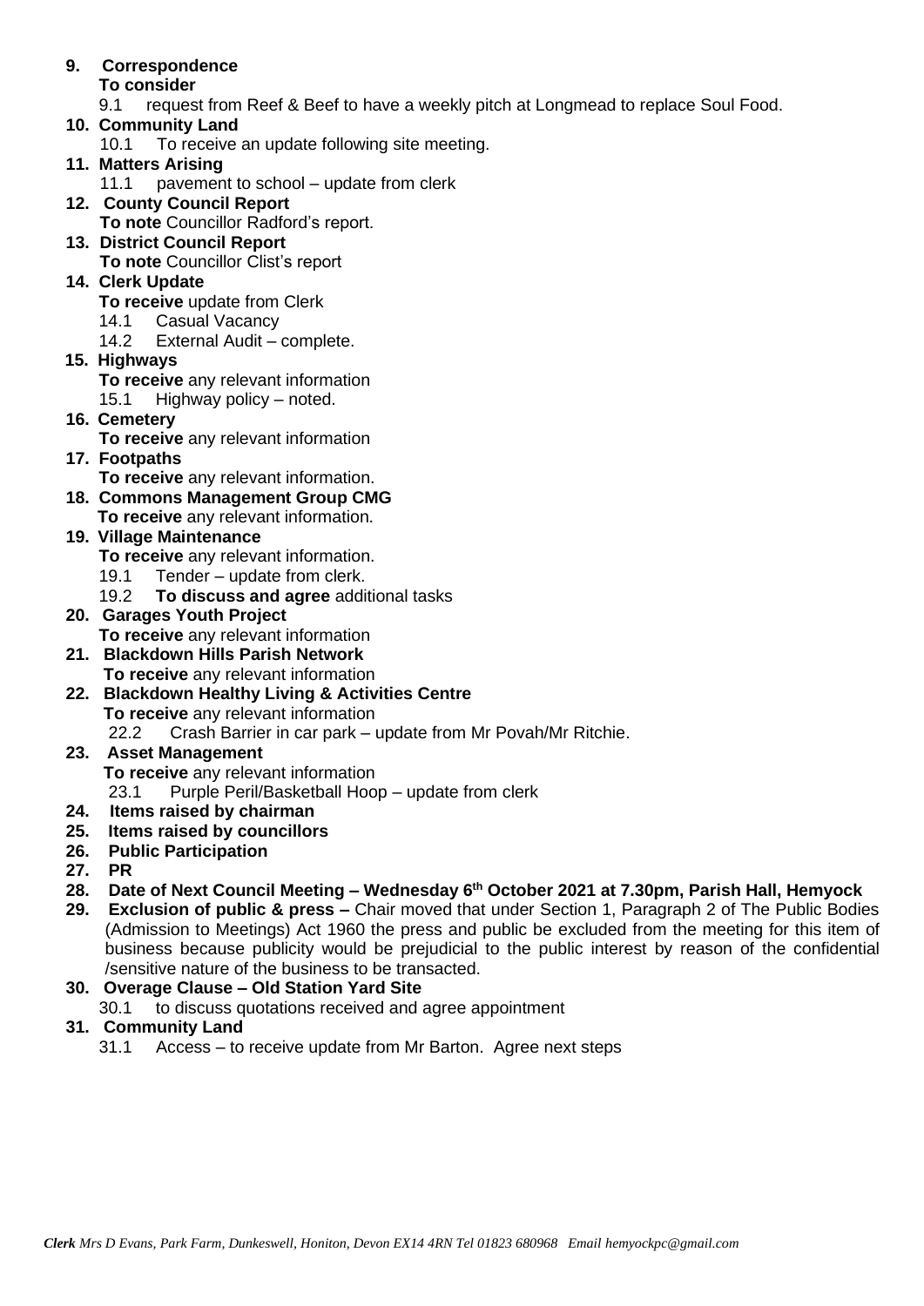9. **Correspondence**
   **To consider**
   9.1 request from Reef & Beef to have a weekly pitch at Longmead to replace Soul Food.
10. **Community Land**
    10.1 To receive an update following site meeting.
11. **Matters Arising**
    11.1 pavement to school – update from clerk
12. **County Council Report**
    **To note** Councillor Radford's report.
13. **District Council Report**
    **To note** Councillor Clist's report
14. **Clerk Update**
    **To receive** update from Clerk
    14.1 Casual Vacancy
    14.2 External Audit – complete.
15. **Highways**
    **To receive** any relevant information
    15.1 Highway policy – noted.
16. **Cemetery**
    **To receive** any relevant information
17. **Footpaths**
    **To receive** any relevant information.
18. **Commons Management Group CMG**
    **To receive** any relevant information.
19. **Village Maintenance**
    **To receive** any relevant information.
    19.1 Tender – update from clerk.
    19.2 **To discuss and agree** additional tasks
20. **Garages Youth Project**
    **To receive** any relevant information
21. **Blackdown Hills Parish Network**
    **To receive** any relevant information
22. **Blackdown Healthy Living & Activities Centre**
    **To receive** any relevant information
    22.2 Crash Barrier in car park – update from Mr Povah/Mr Ritchie.
23. **Asset Management**
    **To receive** any relevant information
    23.1 Purple Peril/Basketball Hoop – update from clerk
24. **Items raised by chairman**
25. **Items raised by councillors**
26. **Public Participation**
27. **PR**
28. **Date of Next Council Meeting – Wednesday 6th October 2021 at 7.30pm, Parish Hall, Hemyock**
29. **Exclusion of public & press –** Chair moved that under Section 1, Paragraph 2 of The Public Bodies (Admission to Meetings) Act 1960 the press and public be excluded from the meeting for this item of business because publicity would be prejudicial to the public interest by reason of the confidential /sensitive nature of the business to be transacted.
30. **Overage Clause – Old Station Yard Site**
    30.1 to discuss quotations received and agree appointment
31. **Community Land**
    31.1 Access – to receive update from Mr Barton. Agree next steps

***Clerk** Mrs D Evans, Park Farm, Dunkeswell, Honiton, Devon EX14 4RN Tel 01823 680968 Email hemyockpc@gmail.com*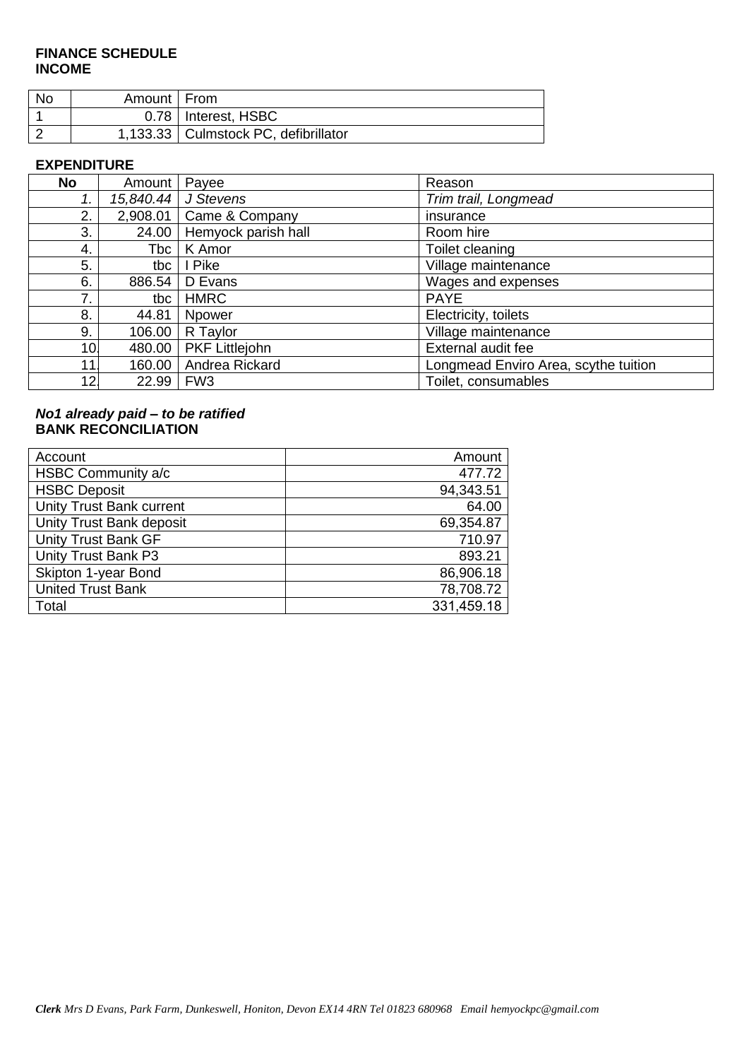**FINANCE SCHEDULE**
**INCOME**

| No | Amount | From |
|---|---|---|
| 1 | 0.78 | Interest, HSBC |
| 2 | 1,133.33 | Culmstock PC, defibrillator |

**EXPENDITURE**

| No | Amount | Payee | Reason |
|---|---|---|---|
| *1.* | *15,840.44* | *J Stevens* | *Trim trail, Longmead* |
| 2. | 2,908.01 | Came & Company | insurance |
| 3. | 24.00 | Hemyock parish hall | Room hire |
| 4. | Tbc | K Amor | Toilet cleaning |
| 5. | tbc | I Pike | Village maintenance |
| 6. | 886.54 | D Evans | Wages and expenses |
| 7. | tbc | HMRC | PAYE |
| 8. | 44.81 | Npower | Electricity, toilets |
| 9. | 106.00 | R Taylor | Village maintenance |
| 10. | 480.00 | PKF Littlejohn | External audit fee |
| 11. | 160.00 | Andrea Rickard | Longmead Enviro Area, scythe tuition |
| 12. | 22.99 | FW3 | Toilet, consumables |

***No1 already paid – to be ratified***
**BANK RECONCILIATION**

| Account | Amount |
|---|---|
| HSBC Community a/c | 477.72 |
| HSBC Deposit | 94,343.51 |
| Unity Trust Bank current | 64.00 |
| Unity Trust Bank deposit | 69,354.87 |
| Unity Trust Bank GF | 710.97 |
| Unity Trust Bank P3 | 893.21 |
| Skipton 1-year Bond | 86,906.18 |
| United Trust Bank | 78,708.72 |
| Total | 331,459.18 |